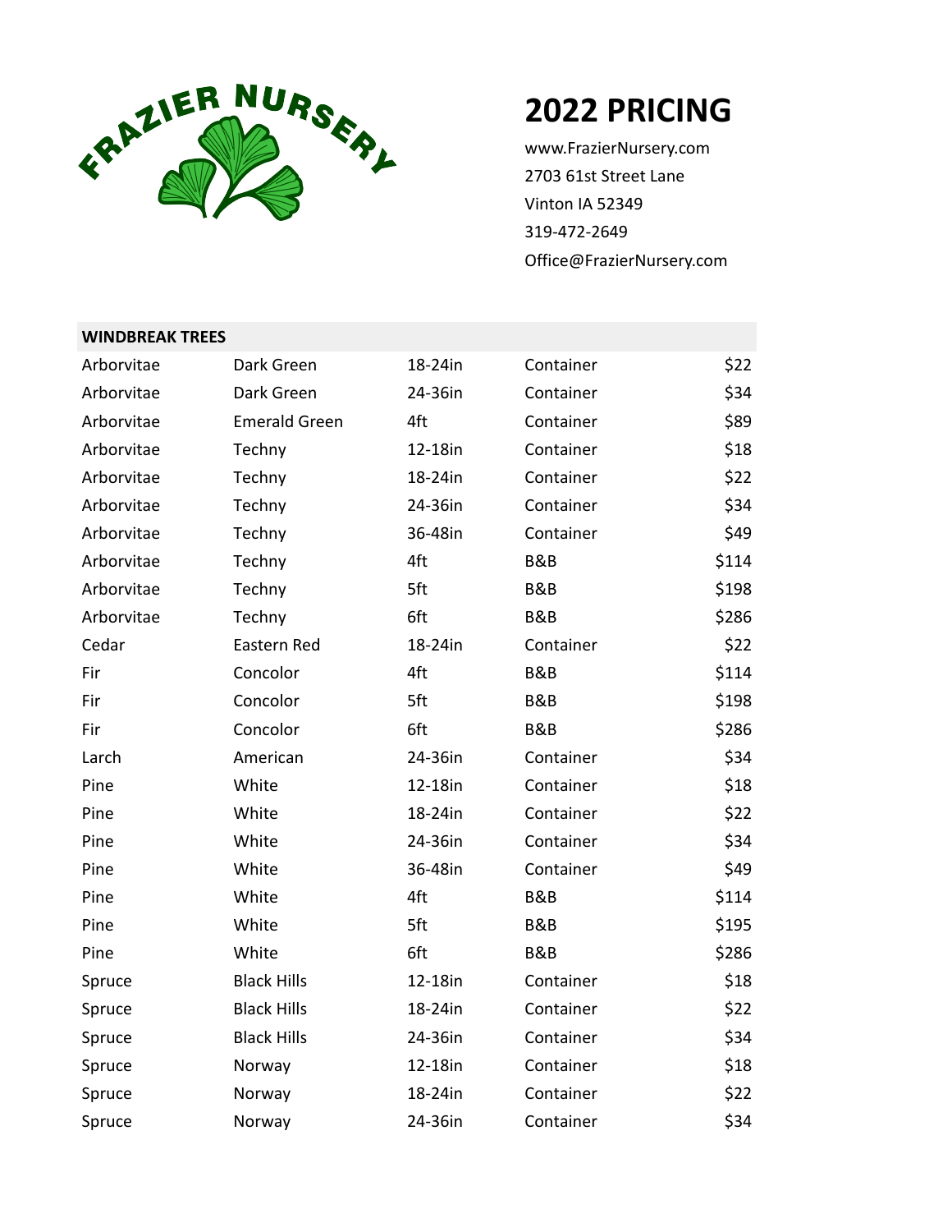FRAZIER NURSERY

# 2022 PRICING

www.FrazierNursery.com
2703 61st Street Lane
Vinton IA 52349
319-472-2649
Office@FrazierNursery.com

| WINDBREAK TREES | | | | |
|---|---|---|---|---|
| Arborvitae | Dark Green | 18-24in | Container | $22 |
| Arborvitae | Dark Green | 24-36in | Container | $34 |
| Arborvitae | Emerald Green | 4ft | Container | $89 |
| Arborvitae | Techny | 12-18in | Container | $18 |
| Arborvitae | Techny | 18-24in | Container | $22 |
| Arborvitae | Techny | 24-36in | Container | $34 |
| Arborvitae | Techny | 36-48in | Container | $49 |
| Arborvitae | Techny | 4ft | B&B | $114 |
| Arborvitae | Techny | 5ft | B&B | $198 |
| Arborvitae | Techny | 6ft | B&B | $286 |
| Cedar | Eastern Red | 18-24in | Container | $22 |
| Fir | Concolor | 4ft | B&B | $114 |
| Fir | Concolor | 5ft | B&B | $198 |
| Fir | Concolor | 6ft | B&B | $286 |
| Larch | American | 24-36in | Container | $34 |
| Pine | White | 12-18in | Container | $18 |
| Pine | White | 18-24in | Container | $22 |
| Pine | White | 24-36in | Container | $34 |
| Pine | White | 36-48in | Container | $49 |
| Pine | White | 4ft | B&B | $114 |
| Pine | White | 5ft | B&B | $195 |
| Pine | White | 6ft | B&B | $286 |
| Spruce | Black Hills | 12-18in | Container | $18 |
| Spruce | Black Hills | 18-24in | Container | $22 |
| Spruce | Black Hills | 24-36in | Container | $34 |
| Spruce | Norway | 12-18in | Container | $18 |
| Spruce | Norway | 18-24in | Container | $22 |
| Spruce | Norway | 24-36in | Container | $34 |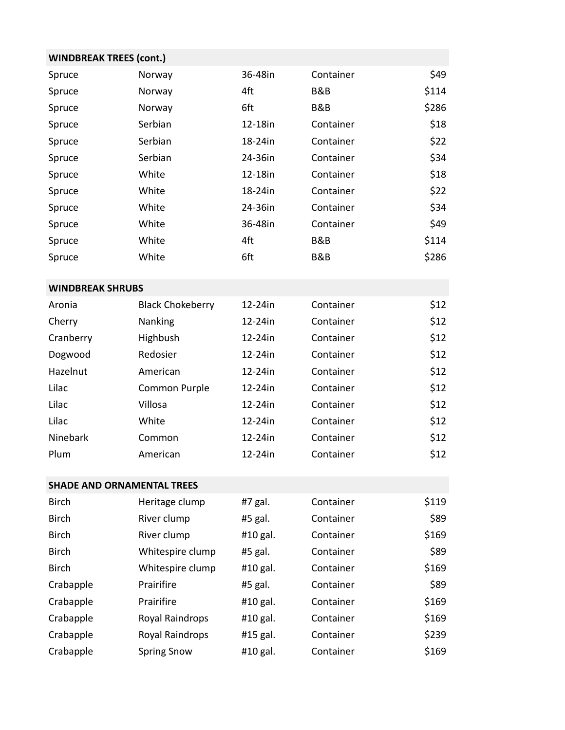| WINDBREAK TREES (cont.) | | | | |
|---|---|---|---|---|
| Spruce | Norway | 36-48in | Container | $49 |
| Spruce | Norway | 4ft | B&B | $114 |
| Spruce | Norway | 6ft | B&B | $286 |
| Spruce | Serbian | 12-18in | Container | $18 |
| Spruce | Serbian | 18-24in | Container | $22 |
| Spruce | Serbian | 24-36in | Container | $34 |
| Spruce | White | 12-18in | Container | $18 |
| Spruce | White | 18-24in | Container | $22 |
| Spruce | White | 24-36in | Container | $34 |
| Spruce | White | 36-48in | Container | $49 |
| Spruce | White | 4ft | B&B | $114 |
| Spruce | White | 6ft | B&B | $286 |

| WINDBREAK SHRUBS | | | | |
|---|---|---|---|---|
| Aronia | Black Chokeberry | 12-24in | Container | $12 |
| Cherry | Nanking | 12-24in | Container | $12 |
| Cranberry | Highbush | 12-24in | Container | $12 |
| Dogwood | Redosier | 12-24in | Container | $12 |
| Hazelnut | American | 12-24in | Container | $12 |
| Lilac | Common Purple | 12-24in | Container | $12 |
| Lilac | Villosa | 12-24in | Container | $12 |
| Lilac | White | 12-24in | Container | $12 |
| Ninebark | Common | 12-24in | Container | $12 |
| Plum | American | 12-24in | Container | $12 |

| SHADE AND ORNAMENTAL TREES | | | | |
|---|---|---|---|---|
| Birch | Heritage clump | #7 gal. | Container | $119 |
| Birch | River clump | #5 gal. | Container | $89 |
| Birch | River clump | #10 gal. | Container | $169 |
| Birch | Whitespire clump | #5 gal. | Container | $89 |
| Birch | Whitespire clump | #10 gal. | Container | $169 |
| Crabapple | Prairifire | #5 gal. | Container | $89 |
| Crabapple | Prairifire | #10 gal. | Container | $169 |
| Crabapple | Royal Raindrops | #10 gal. | Container | $169 |
| Crabapple | Royal Raindrops | #15 gal. | Container | $239 |
| Crabapple | Spring Snow | #10 gal. | Container | $169 |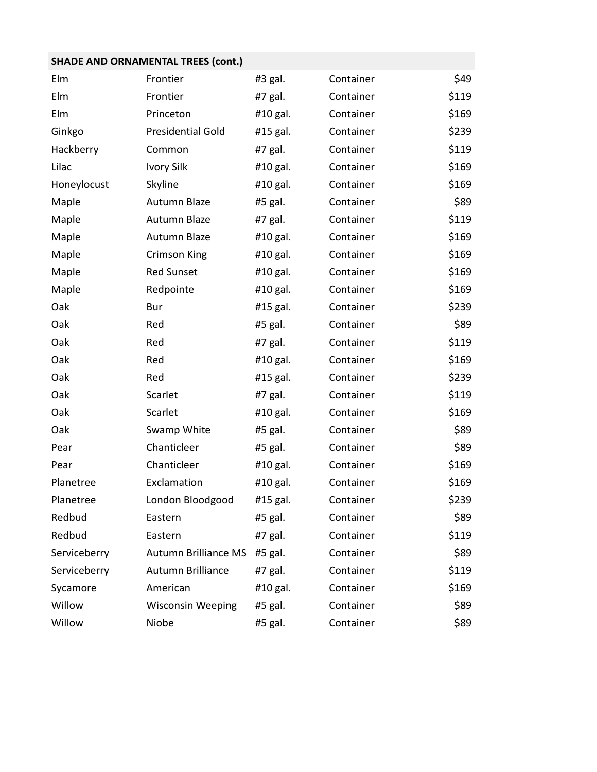| SHADE AND ORNAMENTAL TREES (cont.) | | | | |
| --- | --- | --- | --- | --- |
| Elm | Frontier | #3 gal. | Container | $49 |
| Elm | Frontier | #7 gal. | Container | $119 |
| Elm | Princeton | #10 gal. | Container | $169 |
| Ginkgo | Presidential Gold | #15 gal. | Container | $239 |
| Hackberry | Common | #7 gal. | Container | $119 |
| Lilac | Ivory Silk | #10 gal. | Container | $169 |
| Honeylocust | Skyline | #10 gal. | Container | $169 |
| Maple | Autumn Blaze | #5 gal. | Container | $89 |
| Maple | Autumn Blaze | #7 gal. | Container | $119 |
| Maple | Autumn Blaze | #10 gal. | Container | $169 |
| Maple | Crimson King | #10 gal. | Container | $169 |
| Maple | Red Sunset | #10 gal. | Container | $169 |
| Maple | Redpointe | #10 gal. | Container | $169 |
| Oak | Bur | #15 gal. | Container | $239 |
| Oak | Red | #5 gal. | Container | $89 |
| Oak | Red | #7 gal. | Container | $119 |
| Oak | Red | #10 gal. | Container | $169 |
| Oak | Red | #15 gal. | Container | $239 |
| Oak | Scarlet | #7 gal. | Container | $119 |
| Oak | Scarlet | #10 gal. | Container | $169 |
| Oak | Swamp White | #5 gal. | Container | $89 |
| Pear | Chanticleer | #5 gal. | Container | $89 |
| Pear | Chanticleer | #10 gal. | Container | $169 |
| Planetree | Exclamation | #10 gal. | Container | $169 |
| Planetree | London Bloodgood | #15 gal. | Container | $239 |
| Redbud | Eastern | #5 gal. | Container | $89 |
| Redbud | Eastern | #7 gal. | Container | $119 |
| Serviceberry | Autumn Brilliance MS | #5 gal. | Container | $89 |
| Serviceberry | Autumn Brilliance | #7 gal. | Container | $119 |
| Sycamore | American | #10 gal. | Container | $169 |
| Willow | Wisconsin Weeping | #5 gal. | Container | $89 |
| Willow | Niobe | #5 gal. | Container | $89 |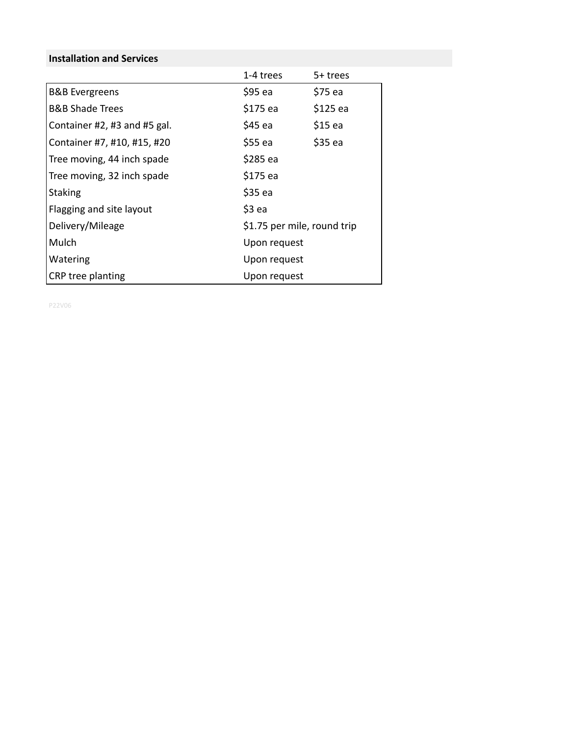## Installation and Services

| | 1-4 trees | 5+ trees |
|---|---|---|
| B&B Evergreens | $95 ea | $75 ea |
| B&B Shade Trees | $175 ea | $125 ea |
| Container #2, #3 and #5 gal. | $45 ea | $15 ea |
| Container #7, #10, #15, #20 | $55 ea | $35 ea |
| Tree moving, 44 inch spade | $285 ea | |
| Tree moving, 32 inch spade | $175 ea | |
| Staking | $35 ea | |
| Flagging and site layout | $3 ea | |
| Delivery/Mileage | $1.75 per mile, round trip | |
| Mulch | Upon request | |
| Watering | Upon request | |
| CRP tree planting | Upon request | |

P22V06